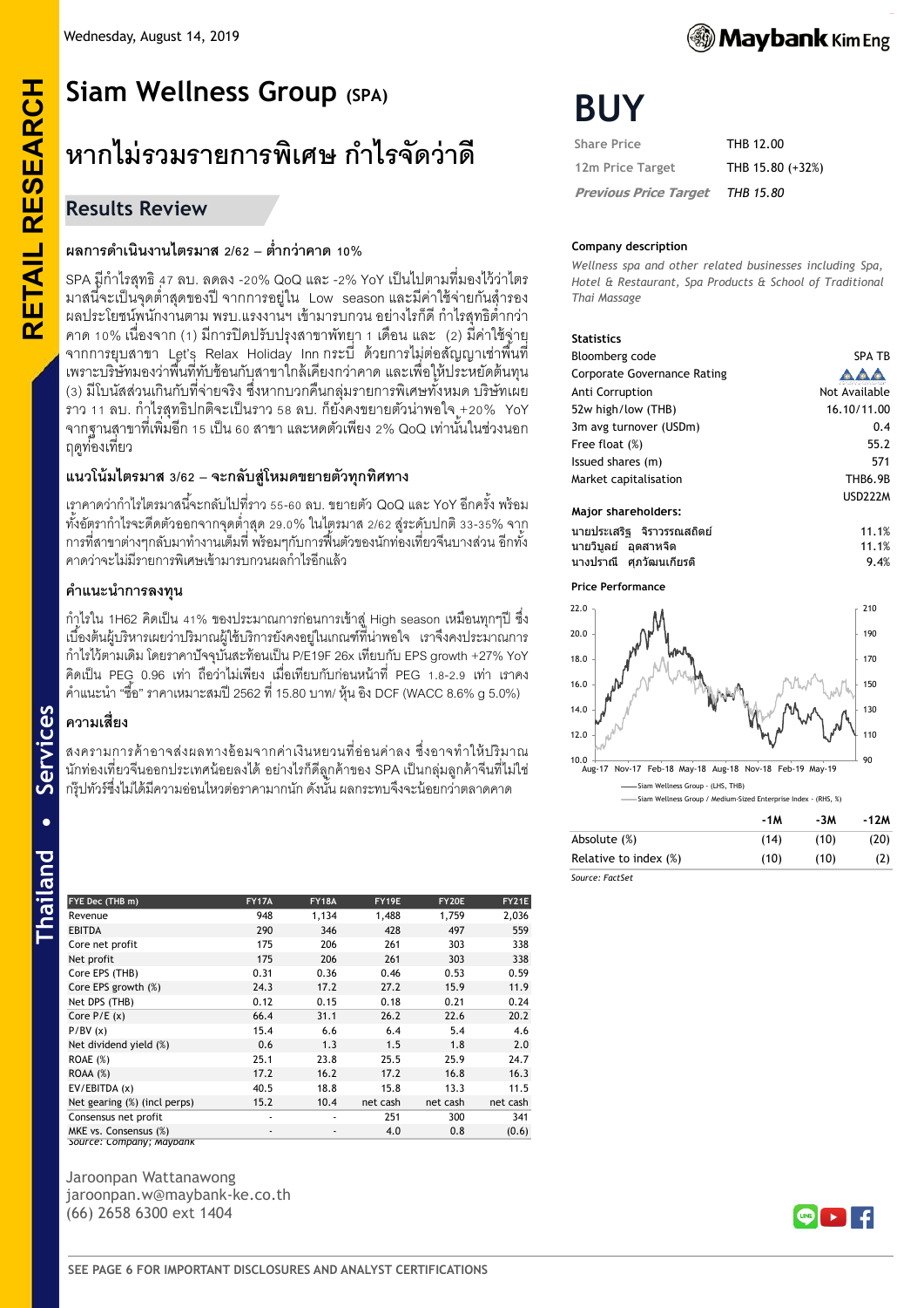Wednesday, August 14, 2019

# Siam Wellness Group (SPA)

## หากไม่รวมรายการพิเศษ กำไรจัดว่าดี

## Results Review

# BUY

| | |
|---|---|
| Share Price | THB 12.00 |
| 12m Price Target | THB 15.80 (+32%) |
| *Previous Price Target* | *THB 15.80* |

### ผลการดำเนินงานไตรมาส 2/62 – ต่ำกว่าคาด 10%

SPA มีกำไรสุทธิ 47 ลบ. ลดลง -20% QoQ และ -2% YoY เป็นไปตามที่มองไว้ว่าไตรมาสนี้จะเป็นจุดต่ำสุดของปี จากการอยู่ใน Low season และมีค่าใช้จ่ายกันสำรองผลประโยชน์พนักงานตาม พรบ.แรงงานฯ เข้ามารบกวน อย่างไรก็ดี กำไรสุทธิต่ำกว่าคาด 10% เนื่องจาก (1) มีการปิดปรับปรุงสาขาพัทยา 1 เดือน และ (2) มีค่าใช้จ่ายจากการยุบสาขา Let's Relax Holiday Inn กระบี่ ด้วยการไม่ต่อสัญญาเช่าพื้นที่เพราะบริษัทมองว่าพื้นที่ทับซ้อนกับสาขาใกล้เคียงกว่าคาด และเพื่อให้ประหยัดต้นทุน (3) มีโบนัสส่วนเกินกับที่จ่ายจริง ซึ่งหากบวกคืนกลุ่มรายการพิเศษทั้งหมด บริษัทเผยราว 11 ลบ. กำไรสุทธิปกติจะเป็นราว 58 ลบ. ก็ยังคงขยายตัวน่าพอใจ +20% YoY จากฐานสาขาที่เพิ่มอีก 15 เป็น 60 สาขา และหดตัวเพียง 2% QoQ เท่านั้นในช่วงนอกฤดูท่องเที่ยว

### แนวโน้มไตรมาส 3/62 – จะกลับสู่โหมดขยายตัวทุกทิศทาง

เราคาดว่ากำไรไตรมาสนี้จะกลับไปที่ราว 55-60 ลบ. ขยายตัว QoQ และ YoY อีกครั้ง พร้อมทั้งอัตรากำไรจะดีดตัวออกจากจุดต่ำสุด 29.0% ในไตรมาส 2/62 สู่ระดับปกติ 33-35% จากการที่สาขาต่างๆกลับมาทำงานเต็มที่ พร้อมๆกับการฟื้นตัวของนักท่องเที่ยวจีนบางส่วน อีกทั้งคาดว่าจะไม่มีรายการพิเศษเข้ามารบกวนผลกำไรอีกแล้ว

### คำแนะนำการลงทุน

กำไรใน 1H62 คิดเป็น 41% ของประมาณการก่อนการเข้าสู่ High season เหมือนทุกๆปี ซึ่งเบื้องต้นผู้บริหารเผยว่าปริมาณผู้ใช้บริการยังคงอยู่ในเกณฑ์ที่น่าพอใจ เราจึงคงประมาณการกำไรไว้ตามเดิม โดยราคาปัจจุบันสะท้อนเป็น P/E19F 26x เทียบกับ EPS growth +27% YoY คิดเป็น PEG 0.96 เท่า ถือว่าไม่เพียง เมื่อเทียบกับก่อนหน้าที่ PEG 1.8-2.9 เท่า เราคงคำแนะนำ "ซื้อ" ราคาเหมาะสมปี 2562 ที่ 15.80 บาท/ หุ้น อิง DCF (WACC 8.6% g 5.0%)

### ความเสี่ยง

สงครามการค้าอาจส่งผลทางอ้อมจากค่าเงินหยวนที่อ่อนค่าลง ซึ่งอาจทำให้ปริมาณนักท่องเที่ยวจีนออกประเทศน้อยลงได้ อย่างไรก็ดีลูกค้าของ SPA เป็นกลุ่มลูกค้าจีนที่ไม่ใช่กรุ๊ปทัวร์ซึ่งไม่ได้มีความอ่อนไหวต่อราคามากนัก ดังนั้น ผลกระทบจึงจะน้อยกว่าตลาดคาด

| FYE Dec (THB m) | FY17A | FY18A | FY19E | FY20E | FY21E |
|---|---|---|---|---|---|
| Revenue | 948 | 1,134 | 1,488 | 1,759 | 2,036 |
| EBITDA | 290 | 346 | 428 | 497 | 559 |
| Core net profit | 175 | 206 | 261 | 303 | 338 |
| Net profit | 175 | 206 | 261 | 303 | 338 |
| Core EPS (THB) | 0.31 | 0.36 | 0.46 | 0.53 | 0.59 |
| Core EPS growth (%) | 24.3 | 17.2 | 27.2 | 15.9 | 11.9 |
| Net DPS (THB) | 0.12 | 0.15 | 0.18 | 0.21 | 0.24 |
| Core P/E (x) | 66.4 | 31.1 | 26.2 | 22.6 | 20.2 |
| P/BV (x) | 15.4 | 6.6 | 6.4 | 5.4 | 4.6 |
| Net dividend yield (%) | 0.6 | 1.3 | 1.5 | 1.8 | 2.0 |
| ROAE (%) | 25.1 | 23.8 | 25.5 | 25.9 | 24.7 |
| ROAA (%) | 17.2 | 16.2 | 17.2 | 16.8 | 16.3 |
| EV/EBITDA (x) | 40.5 | 18.8 | 15.8 | 13.3 | 11.5 |
| Net gearing (%) (incl perps) | 15.2 | 10.4 | net cash | net cash | net cash |
| Consensus net profit | - | - | 251 | 300 | 341 |
| MKE vs. Consensus (%) | - | - | 4.0 | 0.8 | (0.6) |

Source: Company; Maybank

### Company description

*Wellness spa and other related businesses including Spa, Hotel & Restaurant, Spa Products & School of Traditional Thai Massage*

### Statistics

| | |
|---|---|
| Bloomberg code | SPA TB |
| Corporate Governance Rating | |
| Anti Corruption | Not Available |
| 52w high/low (THB) | 16.10/11.00 |
| 3m avg turnover (USDm) | 0.4 |
| Free float (%) | 55.2 |
| Issued shares (m) | 571 |
| Market capitalisation | THB6.9B |
| | USD222M |

### Major shareholders:

| | |
|---|---|
| นายประเสริฐ จิราวรรณสถิตย์ | 11.1% |
| นายวิบูลย์ อุตสาหจิต | 11.1% |
| นางปราณี ศุภวัฒนเกียรติ | 9.4% |

### Price Performance

—— Siam Wellness Group - (LHS, THB)
—— Siam Wellness Group / Medium-Sized Enterprise Index - (RHS, %)

| | -1M | -3M | -12M |
|---|---|---|---|
| Absolute (%) | (14) | (10) | (20) |
| Relative to index (%) | (10) | (10) | (2) |

Source: FactSet

Jaroonpan Wattanawong
jaroonpan.w@maybank-ke.co.th
(66) 2658 6300 ext 1404

SEE PAGE 6 FOR IMPORTANT DISCLOSURES AND ANALYST CERTIFICATIONS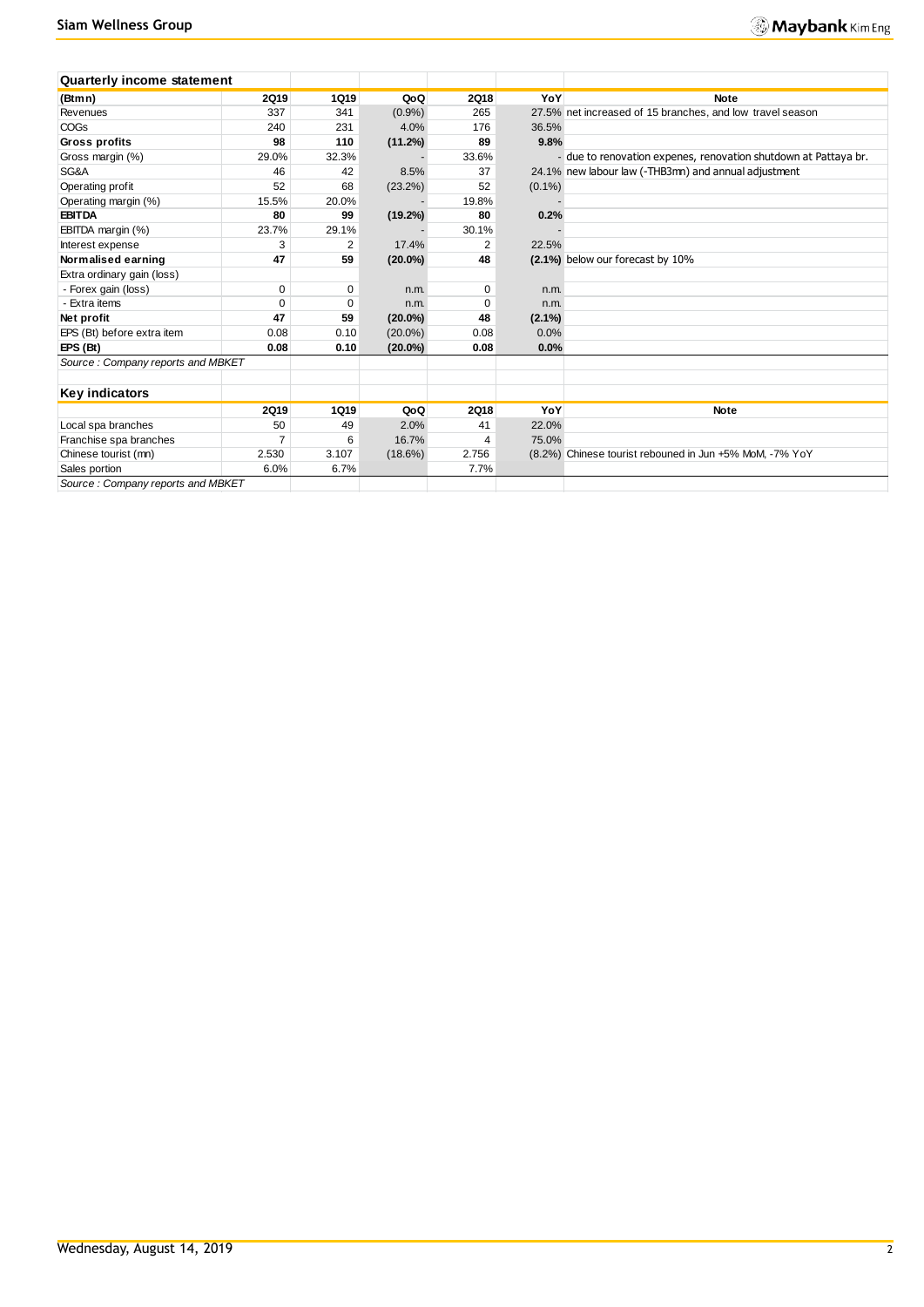## Quarterly income statement

| (Btmn) | 2Q19 | 1Q19 | QoQ | 2Q18 | YoY | Note |
|---|---|---|---|---|---|---|
| Revenues | 337 | 341 | (0.9%) | 265 | 27.5% | net increased of 15 branches, and low travel season |
| COGs | 240 | 231 | 4.0% | 176 | 36.5% | |
| **Gross profits** | **98** | **110** | **(11.2%)** | **89** | **9.8%** | |
| Gross margin (%) | 29.0% | 32.3% | - | 33.6% | - | due to renovation expenes, renovation shutdown at Pattaya br. |
| SG&A | 46 | 42 | 8.5% | 37 | 24.1% | new labour law (-THB3mn) and annual adjustment |
| Operating profit | 52 | 68 | (23.2%) | 52 | (0.1%) | |
| Operating margin (%) | 15.5% | 20.0% | - | 19.8% | - | |
| **EBITDA** | **80** | **99** | **(19.2%)** | **80** | **0.2%** | |
| EBITDA margin (%) | 23.7% | 29.1% | - | 30.1% | - | |
| Interest expense | 3 | 2 | 17.4% | 2 | 22.5% | |
| **Normalised earning** | **47** | **59** | **(20.0%)** | **48** | **(2.1%)** | below our forecast by 10% |
| Extra ordinary gain (loss) | | | | | | |
| - Forex gain (loss) | 0 | 0 | n.m. | 0 | n.m. | |
| - Extra items | 0 | 0 | n.m. | 0 | n.m. | |
| **Net profit** | **47** | **59** | **(20.0%)** | **48** | **(2.1%)** | |
| EPS (Bt) before extra item | 0.08 | 0.10 | (20.0%) | 0.08 | 0.0% | |
| **EPS (Bt)** | **0.08** | **0.10** | **(20.0%)** | **0.08** | **0.0%** | |

*Source : Company reports and MBKET*

## Key indicators

| | 2Q19 | 1Q19 | QoQ | 2Q18 | YoY | Note |
|---|---|---|---|---|---|---|
| Local spa branches | 50 | 49 | 2.0% | 41 | 22.0% | |
| Franchise spa branches | 7 | 6 | 16.7% | 4 | 75.0% | |
| Chinese tourist (mn) | 2.530 | 3.107 | (18.6%) | 2.756 | (8.2%) | Chinese tourist rebouned in Jun +5% MoM, -7% YoY |
| Sales portion | 6.0% | 6.7% | | 7.7% | | |

*Source : Company reports and MBKET*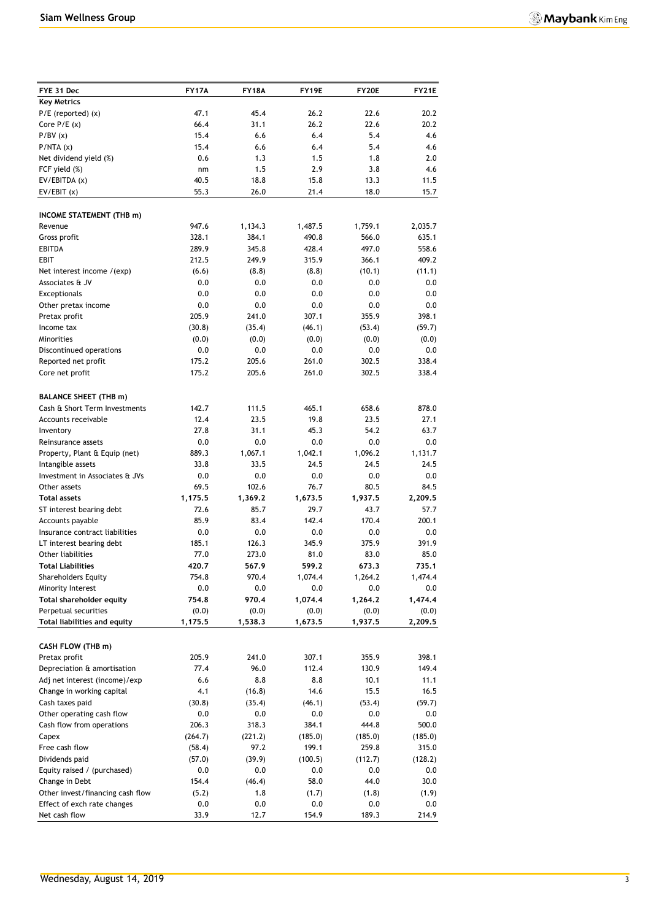| FYE 31 Dec | FY17A | FY18A | FY19E | FY20E | FY21E |
|---|---|---|---|---|---|
| **Key Metrics** | | | | | |
| P/E (reported) (x) | 47.1 | 45.4 | 26.2 | 22.6 | 20.2 |
| Core P/E (x) | 66.4 | 31.1 | 26.2 | 22.6 | 20.2 |
| P/BV (x) | 15.4 | 6.6 | 6.4 | 5.4 | 4.6 |
| P/NTA (x) | 15.4 | 6.6 | 6.4 | 5.4 | 4.6 |
| Net dividend yield (%) | 0.6 | 1.3 | 1.5 | 1.8 | 2.0 |
| FCF yield (%) | nm | 1.5 | 2.9 | 3.8 | 4.6 |
| EV/EBITDA (x) | 40.5 | 18.8 | 15.8 | 13.3 | 11.5 |
| EV/EBIT (x) | 55.3 | 26.0 | 21.4 | 18.0 | 15.7 |
| | | | | | |
| **INCOME STATEMENT (THB m)** | | | | | |
| Revenue | 947.6 | 1,134.3 | 1,487.5 | 1,759.1 | 2,035.7 |
| Gross profit | 328.1 | 384.1 | 490.8 | 566.0 | 635.1 |
| EBITDA | 289.9 | 345.8 | 428.4 | 497.0 | 558.6 |
| EBIT | 212.5 | 249.9 | 315.9 | 366.1 | 409.2 |
| Net interest income /(exp) | (6.6) | (8.8) | (8.8) | (10.1) | (11.1) |
| Associates & JV | 0.0 | 0.0 | 0.0 | 0.0 | 0.0 |
| Exceptionals | 0.0 | 0.0 | 0.0 | 0.0 | 0.0 |
| Other pretax income | 0.0 | 0.0 | 0.0 | 0.0 | 0.0 |
| Pretax profit | 205.9 | 241.0 | 307.1 | 355.9 | 398.1 |
| Income tax | (30.8) | (35.4) | (46.1) | (53.4) | (59.7) |
| Minorities | (0.0) | (0.0) | (0.0) | (0.0) | (0.0) |
| Discontinued operations | 0.0 | 0.0 | 0.0 | 0.0 | 0.0 |
| Reported net profit | 175.2 | 205.6 | 261.0 | 302.5 | 338.4 |
| Core net profit | 175.2 | 205.6 | 261.0 | 302.5 | 338.4 |
| | | | | | |
| **BALANCE SHEET (THB m)** | | | | | |
| Cash & Short Term Investments | 142.7 | 111.5 | 465.1 | 658.6 | 878.0 |
| Accounts receivable | 12.4 | 23.5 | 19.8 | 23.5 | 27.1 |
| Inventory | 27.8 | 31.1 | 45.3 | 54.2 | 63.7 |
| Reinsurance assets | 0.0 | 0.0 | 0.0 | 0.0 | 0.0 |
| Property, Plant & Equip (net) | 889.3 | 1,067.1 | 1,042.1 | 1,096.2 | 1,131.7 |
| Intangible assets | 33.8 | 33.5 | 24.5 | 24.5 | 24.5 |
| Investment in Associates & JVs | 0.0 | 0.0 | 0.0 | 0.0 | 0.0 |
| Other assets | 69.5 | 102.6 | 76.7 | 80.5 | 84.5 |
| **Total assets** | **1,175.5** | **1,369.2** | **1,673.5** | **1,937.5** | **2,209.5** |
| ST interest bearing debt | 72.6 | 85.7 | 29.7 | 43.7 | 57.7 |
| Accounts payable | 85.9 | 83.4 | 142.4 | 170.4 | 200.1 |
| Insurance contract liabilities | 0.0 | 0.0 | 0.0 | 0.0 | 0.0 |
| LT interest bearing debt | 185.1 | 126.3 | 345.9 | 375.9 | 391.9 |
| Other liabilities | 77.0 | 273.0 | 81.0 | 83.0 | 85.0 |
| **Total Liabilities** | **420.7** | **567.9** | **599.2** | **673.3** | **735.1** |
| Shareholders Equity | 754.8 | 970.4 | 1,074.4 | 1,264.2 | 1,474.4 |
| Minority Interest | 0.0 | 0.0 | 0.0 | 0.0 | 0.0 |
| **Total shareholder equity** | **754.8** | **970.4** | **1,074.4** | **1,264.2** | **1,474.4** |
| Perpetual securities | (0.0) | (0.0) | (0.0) | (0.0) | (0.0) |
| **Total liabilities and equity** | **1,175.5** | **1,538.3** | **1,673.5** | **1,937.5** | **2,209.5** |
| | | | | | |
| **CASH FLOW (THB m)** | | | | | |
| Pretax profit | 205.9 | 241.0 | 307.1 | 355.9 | 398.1 |
| Depreciation & amortisation | 77.4 | 96.0 | 112.4 | 130.9 | 149.4 |
| Adj net interest (income)/exp | 6.6 | 8.8 | 8.8 | 10.1 | 11.1 |
| Change in working capital | 4.1 | (16.8) | 14.6 | 15.5 | 16.5 |
| Cash taxes paid | (30.8) | (35.4) | (46.1) | (53.4) | (59.7) |
| Other operating cash flow | 0.0 | 0.0 | 0.0 | 0.0 | 0.0 |
| Cash flow from operations | 206.3 | 318.3 | 384.1 | 444.8 | 500.0 |
| Capex | (264.7) | (221.2) | (185.0) | (185.0) | (185.0) |
| Free cash flow | (58.4) | 97.2 | 199.1 | 259.8 | 315.0 |
| Dividends paid | (57.0) | (39.9) | (100.5) | (112.7) | (128.2) |
| Equity raised / (purchased) | 0.0 | 0.0 | 0.0 | 0.0 | 0.0 |
| Change in Debt | 154.4 | (46.4) | 58.0 | 44.0 | 30.0 |
| Other invest/financing cash flow | (5.2) | 1.8 | (1.7) | (1.8) | (1.9) |
| Effect of exch rate changes | 0.0 | 0.0 | 0.0 | 0.0 | 0.0 |
| Net cash flow | 33.9 | 12.7 | 154.9 | 189.3 | 214.9 |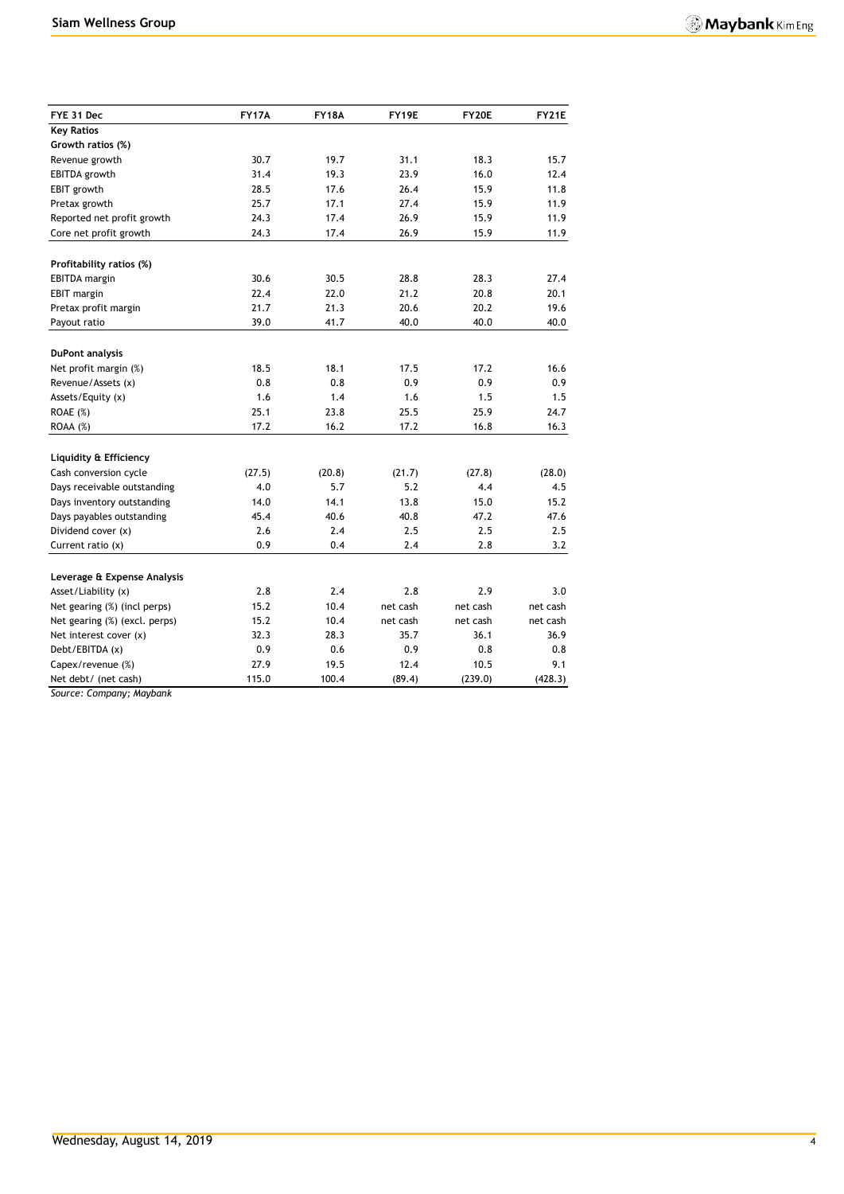| FYE 31 Dec | FY17A | FY18A | FY19E | FY20E | FY21E |
|---|---|---|---|---|---|
| **Key Ratios** | | | | | |
| **Growth ratios (%)** | | | | | |
| Revenue growth | 30.7 | 19.7 | 31.1 | 18.3 | 15.7 |
| EBITDA growth | 31.4 | 19.3 | 23.9 | 16.0 | 12.4 |
| EBIT growth | 28.5 | 17.6 | 26.4 | 15.9 | 11.8 |
| Pretax growth | 25.7 | 17.1 | 27.4 | 15.9 | 11.9 |
| Reported net profit growth | 24.3 | 17.4 | 26.9 | 15.9 | 11.9 |
| Core net profit growth | 24.3 | 17.4 | 26.9 | 15.9 | 11.9 |
| | | | | | |
| **Profitability ratios (%)** | | | | | |
| EBITDA margin | 30.6 | 30.5 | 28.8 | 28.3 | 27.4 |
| EBIT margin | 22.4 | 22.0 | 21.2 | 20.8 | 20.1 |
| Pretax profit margin | 21.7 | 21.3 | 20.6 | 20.2 | 19.6 |
| Payout ratio | 39.0 | 41.7 | 40.0 | 40.0 | 40.0 |
| | | | | | |
| **DuPont analysis** | | | | | |
| Net profit margin (%) | 18.5 | 18.1 | 17.5 | 17.2 | 16.6 |
| Revenue/Assets (x) | 0.8 | 0.8 | 0.9 | 0.9 | 0.9 |
| Assets/Equity (x) | 1.6 | 1.4 | 1.6 | 1.5 | 1.5 |
| ROAE (%) | 25.1 | 23.8 | 25.5 | 25.9 | 24.7 |
| ROAA (%) | 17.2 | 16.2 | 17.2 | 16.8 | 16.3 |
| | | | | | |
| **Liquidity & Efficiency** | | | | | |
| Cash conversion cycle | (27.5) | (20.8) | (21.7) | (27.8) | (28.0) |
| Days receivable outstanding | 4.0 | 5.7 | 5.2 | 4.4 | 4.5 |
| Days inventory outstanding | 14.0 | 14.1 | 13.8 | 15.0 | 15.2 |
| Days payables outstanding | 45.4 | 40.6 | 40.8 | 47.2 | 47.6 |
| Dividend cover (x) | 2.6 | 2.4 | 2.5 | 2.5 | 2.5 |
| Current ratio (x) | 0.9 | 0.4 | 2.4 | 2.8 | 3.2 |
| | | | | | |
| **Leverage & Expense Analysis** | | | | | |
| Asset/Liability (x) | 2.8 | 2.4 | 2.8 | 2.9 | 3.0 |
| Net gearing (%) (incl perps) | 15.2 | 10.4 | net cash | net cash | net cash |
| Net gearing (%) (excl. perps) | 15.2 | 10.4 | net cash | net cash | net cash |
| Net interest cover (x) | 32.3 | 28.3 | 35.7 | 36.1 | 36.9 |
| Debt/EBITDA (x) | 0.9 | 0.6 | 0.9 | 0.8 | 0.8 |
| Capex/revenue (%) | 27.9 | 19.5 | 12.4 | 10.5 | 9.1 |
| Net debt/ (net cash) | 115.0 | 100.4 | (89.4) | (239.0) | (428.3) |

*Source: Company; Maybank*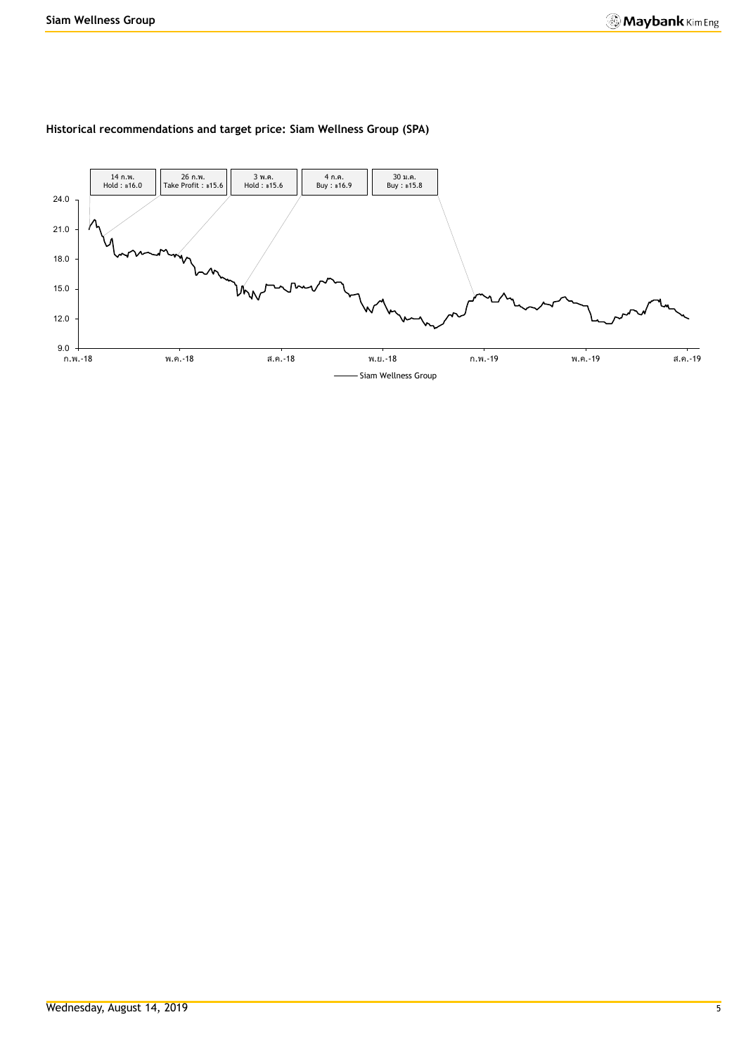**Historical recommendations and target price: Siam Wellness Group (SPA)**

| 14 ก.พ. | 26 ก.พ. | 3 พ.ค. | 4 ก.ค. | 30 ม.ค. |
| --- | --- | --- | --- | --- |
| Hold : ฿16.0 | Take Profit : ฿15.6 | Hold : ฿15.6 | Buy : ฿16.9 | Buy : ฿15.8 |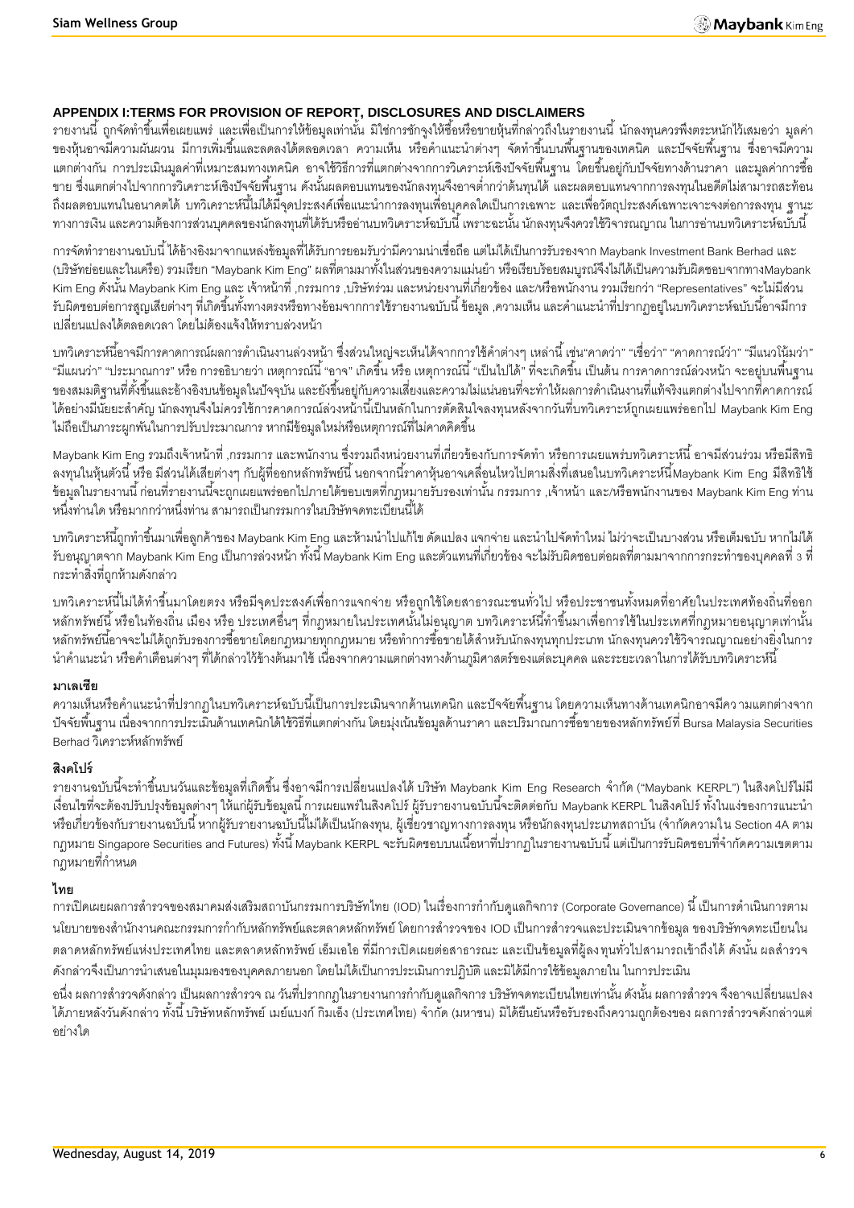## APPENDIX I:TERMS FOR PROVISION OF REPORT, DISCLOSURES AND DISCLAIMERS

รายงานนี้ ถูกจัดทำขึ้นเพื่อเผยแพร่ และเพื่อเป็นการให้ข้อมูลเท่านั้น มิใช่การชักจูงให้ซื้อหรือขายหุ้นที่กล่าวถึงในรายงานนี้ นักลงทุนควรพึงตระหนักไว้เสมอว่า มูลค่าของหุ้นอาจมีความผันผวน มีการเพิ่มขึ้นและลดลงได้ตลอดเวลา ความเห็น หรือคำแนะนำต่างๆ จัดทำขึ้นบนพื้นฐานของเทคนิค และปัจจัยพื้นฐาน ซึ่งอาจมีความแตกต่างกัน การประเมินมูลค่าที่เหมาะสมทางเทคนิค อาจใช้วิธีการที่แตกต่างจากการวิเคราะห์เชิงปัจจัยพื้นฐาน โดยขึ้นอยู่กับปัจจัยทางด้านราคา และมูลค่าการซื้อขาย ซึ่งแตกต่างไปจากการวิเคราะห์เชิงปัจจัยพื้นฐาน ดังนั้นผลตอบแทนของนักลงทุนจึงอาจต่ำกว่าต้นทุนได้ และผลตอบแทนจากการลงทุนในอดีตไม่สามารถสะท้อนถึงผลตอบแทนในอนาคตได้ บทวิเคราะห์นี้ไม่ได้มีจุดประสงค์เพื่อแนะนำการลงทุนเพื่อบุคคลใดเป็นการเฉพาะ และเพื่อวัตถุประสงค์เฉพาะเจาะจงต่อการลงทุน ฐานะทางการเงิน และความต้องการส่วนบุคคลของนักลงทุนที่ได้รับหรืออ่านบทวิเคราะห์ฉบับนี้ เพราะฉะนั้น นักลงทุนจึงควรใช้วิจารณญาณ ในการอ่านบทวิเคราะห์ฉบับนี้

การจัดทำรายงานฉบับนี้ ได้อ้างอิงมาจากแหล่งข้อมูลที่ได้รับการยอมรับว่ามีความน่าเชื่อถือ แต่ไม่ได้เป็นการรับรองจาก Maybank Investment Bank Berhad และ (บริษัทย่อยและในเครือ) รวมเรียก "Maybank Kim Eng" ผลที่ตามมาทั้งในส่วนของความแม่นยำ หรือเรียบร้อยสมบูรณ์จึงไม่ได้เป็นความรับผิดชอบจากทางMaybank Kim Eng ดังนั้น Maybank Kim Eng และ เจ้าหน้าที่ ,กรรมการ ,บริษัทร่วม และหน่วยงานที่เกี่ยวข้อง และ/หรือพนักงาน รวมเรียกว่า "Representatives" จะไม่มีส่วนรับผิดชอบต่อการสูญเสียต่างๆ ที่เกิดขึ้นทั้งทางตรงหรือทางอ้อมจากการใช้รายงานฉบับนี้ ข้อมูล ,ความเห็น และคำแนะนำที่ปรากฏอยู่ในบทวิเคราะห์ฉบับนี้อาจมีการเปลี่ยนแปลงได้ตลอดเวลา โดยไม่ต้องแจ้งให้ทราบล่วงหน้า

บทวิเคราะห์นี้อาจมีการคาดการณ์ผลการดำเนินงานล่วงหน้า ซึ่งส่วนใหญ่จะเห็นได้จากการใช้คำต่างๆ เหล่านี้ เช่น"คาดว่า" "เชื่อว่า" "คาดการณ์ว่า" "มีแนวโน้มว่า" "มีแผนว่า" "ประมาณการ" หรือ การอธิบายว่า เหตุการณ์นี้ "อาจ" เกิดขึ้น หรือ เหตุการณ์นี้ "เป็นไปได้" ที่จะเกิดขึ้น เป็นต้น การคาดการณ์ล่วงหน้า จะอยู่บนพื้นฐานของสมมติฐานที่ตั้งขึ้นและอ้างอิงบนข้อมูลในปัจจุบัน และยังขึ้นอยู่กับความเสี่ยงและความไม่แน่นอนที่จะทำให้ผลการดำเนินงานที่แท้จริงแตกต่างไปจากที่คาดการณ์ได้อย่างมีนัยยะสำคัญ นักลงทุนจึงไม่ควรใช้การคาดการณ์ล่วงหน้านี้เป็นหลักในการตัดสินใจลงทุนหลังจากวันที่บทวิเคราะห์ถูกเผยแพร่ออกไป Maybank Kim Eng ไม่ถือเป็นภาระผูกพันในการปรับประมาณการ หากมีข้อมูลใหม่หรือเหตุการณ์ที่ไม่คาดคิดขึ้น

Maybank Kim Eng รวมถึงเจ้าหน้าที่ ,กรรมการ และพนักงาน ซึ่งรวมถึงหน่วยงานที่เกี่ยวข้องกับการจัดทำ หรือการเผยแพร่บทวิเคราะห์นี้ อาจมีส่วนร่วม หรือมีสิทธิลงทุนในหุ้นตัวนี้ หรือ มีส่วนได้เสียต่างๆ กับผู้ที่ออกหลักทรัพย์นี้ นอกจากนี้ราคาหุ้นอาจเคลื่อนไหวไปตามสิ่งที่เสนอในบทวิเคราะห์นี้Maybank Kim Eng มีสิทธิใช้ข้อมูลในรายงานนี้ ก่อนที่รายงานนี้จะถูกเผยแพร่ออกไปภายใต้ขอบเขตที่กฎหมายรับรองเท่านั้น กรรมการ ,เจ้าหน้า และ/หรือพนักงานของ Maybank Kim Eng ท่านหนึ่งท่านใด หรือมากกว่าหนึ่งท่าน สามารถเป็นกรรมการในบริษัทจดทะเบียนนี้ได้

บทวิเคราะห์นี้ถูกทำขึ้นมาเพื่อลูกค้าของ Maybank Kim Eng และห้ามนำไปแก้ไข ดัดแปลง แจกจ่าย และนำไปจัดทำใหม่ ไม่ว่าจะเป็นบางส่วน หรือเต็มฉบับ หากไม่ได้รับอนุญาตจาก Maybank Kim Eng เป็นการล่วงหน้า ทั้งนี้ Maybank Kim Eng และตัวแทนที่เกี่ยวข้อง จะไม่รับผิดชอบต่อผลที่ตามมาจากการกระทำของบุคคลที่ 3 ที่กระทำสิ่งที่ถูกห้ามดังกล่าว

บทวิเคราะห์นี้ไม่ได้ทำขึ้นมาโดยตรง หรือมีจุดประสงค์เพื่อการแจกจ่าย หรือถูกใช้โดยสาธารณะชนทั่วไป หรือประชาชนทั้งหมดที่อาศัยในประเทศท้องถิ่นที่ออกหลักทรัพย์นี้ หรือในท้องถิ่น เมือง หรือ ประเทศอื่นๆ ที่กฎหมายในประเทศนั้นไม่อนุญาต บทวิเคราะห์นี้ทำขึ้นมาเพื่อการใช้ในประเทศที่กฎหมายอนุญาตเท่านั้น หลักทรัพย์นี้อาจจะไม่ได้ถูกรับรองการซื้อขายโดยกฎหมายทุกกฎหมาย หรือทำการซื้อขายได้สำหรับนักลงทุนทุกประเภท นักลงทุนควรใช้วิจารณญาณอย่างยิ่งในการนำคำแนะนำ หรือคำเตือนต่างๆ ที่ได้กล่าวไว้ข้างต้นมาใช้ เนื่องจากความแตกต่างทางด้านภูมิศาสตร์ของแต่ละบุคคล และระยะเวลาในการได้รับบทวิเคราะห์นี้

### มาเลเซีย

ความเห็นหรือคำแนะนำที่ปรากฏในบทวิเคราะห์ฉบับนี้เป็นการประเมินจากด้านเทคนิก และปัจจัยพื้นฐาน โดยความเห็นทางด้านเทคนิกอาจมีความแตกต่างจากปัจจัยพื้นฐาน เนื่องจากการประเมินด้านเทคนิกได้ใช้วิธีที่แตกต่างกัน โดยมุ่งเน้นข้อมูลด้านราคา และปริมาณการซื้อขายของหลักทรัพย์ที่ Bursa Malaysia Securities Berhad วิเคราะห์หลักทรัพย์

### สิงคโปร์

รายงานฉบับนี้จะทำขึ้นบนวันและข้อมูลที่เกิดขึ้น ซึ่งอาจมีการเปลี่ยนแปลงได้ บริษัท Maybank Kim Eng Research จำกัด ("Maybank KERPL") ในสิงคโปร์ไม่มีเงื่อนไขที่จะต้องปรับปรุงข้อมูลต่างๆ ให้แก่ผู้รับข้อมูลนี้ การเผยแพร่ในสิงคโปร์ ผู้รับรายงานฉบับนี้จะติดต่อกับ Maybank KERPL ในสิงคโปร์ ทั้งในแง่ของการแนะนำหรือเกี่ยวข้องกับรายงานฉบับนี้ หากผู้รับรายงานฉบับนี้ไม่ได้เป็นนักลงทุน, ผู้เชี่ยวชาญทางการลงทุน หรือนักลงทุนประเภทสถาบัน (จำกัดความใน Section 4A ตามกฎหมาย Singapore Securities and Futures) ทั้งนี้ Maybank KERPL จะรับผิดชอบบนเนื้อหาที่ปรากฏในรายงานฉบับนี้ แต่เป็นการรับผิดชอบที่จำกัดความเขตตามกฎหมายที่กำหนด

### ไทย

การเปิดเผยผลการสำรวจของสมาคมส่งเสริมสถาบันกรรมการบริษัทไทย (IOD) ในเรื่องการกำกับดูแลกิจการ (Corporate Governance) นี้ เป็นการดำเนินการตามนโยบายของสำนักงานคณะกรรมการกำกับหลักทรัพย์และตลาดหลักทรัพย์ โดยการสำรวจของ IOD เป็นการสำรวจและประเมินจากข้อมูล ของบริษัทจดทะเบียนในตลาดหลักทรัพย์แห่งประเทศไทย และตลาดหลักทรัพย์ เอ็มเอไอ ที่มีการเปิดเผยต่อสาธารณะ และเป็นข้อมูลที่ผู้ลงทุนทั่วไปสามารถเข้าถึงได้ ดังนั้น ผลสำรวจดังกล่าวจึงเป็นการนำเสนอในมุมมองของบุคคลภายนอก โดยไม่ได้เป็นการประเมินการปฏิบัติ และมิได้มีการใช้ข้อมูลภายใน ในการประเมิน

อนึ่ง ผลการสำรวจดังกล่าว เป็นผลการสำรวจ ณ วันที่ปรากฏในรายงานการกำกับดูแลกิจการ บริษัทจดทะเบียนไทยเท่านั้น ดังนั้น ผลการสำรวจ จึงอาจเปลี่ยนแปลงได้ภายหลังวันดังกล่าว ทั้งนี้ บริษัทหลักทรัพย์ เมย์แบงก์ กิมเอ็ง (ประเทศไทย) จำกัด (มหาชน) มิได้ยืนยันหรือรับรองถึงความถูกต้องของ ผลการสำรวจดังกล่าวแต่อย่างใด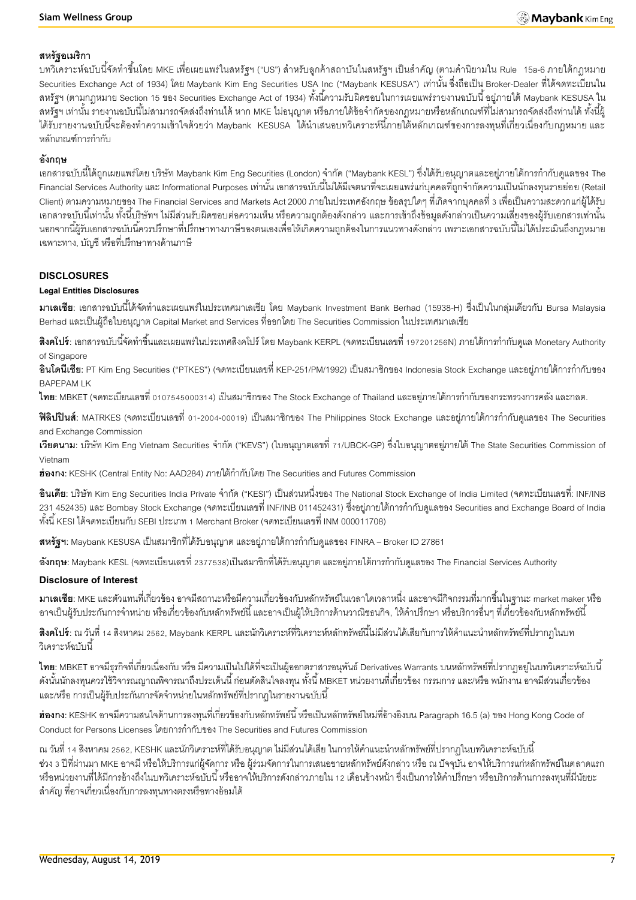### สหรัฐอเมริกา

บทวิเคราะห์ฉบับนี้จัดทำขึ้นโดย MKE เพื่อเผยแพร่ในสหรัฐฯ ("US") สำหรับลูกค้าสถาบันในสหรัฐฯ เป็นสำคัญ (ตามคำนิยามใน Rule 15a-6 ภายใต้กฎหมาย Securities Exchange Act of 1934) โดย Maybank Kim Eng Securities USA Inc ("Maybank KESUSA") เท่านั้น ซึ่งถือเป็น Broker-Dealer ที่ได้จดทะเบียนในสหรัฐฯ (ตามกฎหมาย Section 15 ของ Securities Exchange Act of 1934) ทั้งนี้ความรับผิดชอบในการเผยแพร่รายงานฉบับนี้ อยู่ภายใต้ Maybank KESUSA ในสหรัฐฯ เท่านั้น รายงานฉบับนี้ไม่สามารถจัดส่งถึงท่านได้ หาก MKE ไม่อนุญาต หรือภายใต้ข้อจำกัดของกฎหมายหรือหลักเกณฑ์ที่ไม่สามารถจัดส่งถึงท่านได้ ทั้งนี้ผู้ได้รับรายงานฉบับนี้จะต้องทำความเข้าใจด้วยว่า Maybank KESUSA ได้นำเสนอบทวิเคราะห์นี้ภายใต้หลักเกณฑ์ของการลงทุนที่เกี่ยวเนื่องกับกฎหมาย และหลักเกณฑ์การกำกับ

### อังกฤษ

เอกสารฉบับนี้ได้ถูกเผยแพร่โดย บริษัท Maybank Kim Eng Securities (London) จำกัด ("Maybank KESL") ซึ่งได้รับอนุญาตและอยู่ภายใต้การกำกับดูแลของ The Financial Services Authority และ Informational Purposes เท่านั้น เอกสารฉบับนี้ไม่ได้มีเจตนาที่จะเผยแพร่แก่บุคคลที่ถูกจำกัดความเป็นนักลงทุนรายย่อย (Retail Client) ตามความหมายของ The Financial Services and Markets Act 2000 ภายในประเทศอังกฤษ ข้อสรุปใดๆ ที่เกิดจากบุคคลที่ 3 เพื่อเป็นความสะดวกแก่ผู้ได้รับเอกสารฉบับนี้เท่านั้น ทั้งนี้บริษัทฯ ไม่มีส่วนรับผิดชอบต่อความเห็น หรือความถูกต้องดังกล่าว และการเข้าถึงข้อมูลดังกล่าวเป็นความเสี่ยงของผู้รับเอกสารเท่านั้น นอกจากนี้ผู้รับเอกสารฉบับนี้ควรปรึกษาที่ปรึกษาทางภาษีของตนเองเพื่อให้เกิดความถูกต้องในการแนวทางดังกล่าว เพราะเอกสารฉบับนี้ไม่ได้ประเมินถึงกฎหมายเฉพาะทาง, บัญชี หรือที่ปรึกษาทางด้านภาษี

## DISCLOSURES

### Legal Entities Disclosures

**มาเลเซีย**: เอกสารฉบับนี้ได้จัดทำและเผยแพร่ในประเทศมาเลเซีย โดย Maybank Investment Bank Berhad (15938-H) ซึ่งเป็นในกลุ่มเดียวกับ Bursa Malaysia Berhad และเป็นผู้ถือใบอนุญาต Capital Market and Services ที่ออกโดย The Securities Commission ในประเทศมาเลเซีย

**สิงคโปร์**: เอกสารฉบับนี้จัดทำขึ้นและเผยแพร่ในประเทศสิงคโปร์ โดย Maybank KERPL (จดทะเบียนเลขที่ 197201256N) ภายใต้การกำกับดูแล Monetary Authority of Singapore

**อินโดนีเซีย**: PT Kim Eng Securities ("PTKES") (จดทะเบียนเลขที่ KEP-251/PM/1992) เป็นสมาชิกของ Indonesia Stock Exchange และอยู่ภายใต้การกำกับของ BAPEPAM LK

**ไทย**: MBKET (จดทะเบียนเลขที่ 0107545000314) เป็นสมาชิกของ The Stock Exchange of Thailand และอยู่ภายใต้การกำกับของกระทรวงการคลัง และกลต.

**ฟิลิปปินส์**: MATRKES (จดทะเบียนเลขที่ 01-2004-00019) เป็นสมาชิกของ The Philippines Stock Exchange และอยู่ภายใต้การกำกับดูแลของ The Securities and Exchange Commission

**เวียดนาม**: บริษัท Kim Eng Vietnam Securities จำกัด ("KEVS") (ใบอนุญาตเลขที่ 71/UBCK-GP) ซึ่งใบอนุญาตอยู่ภายใต้ The State Securities Commission of Vietnam

**ฮ่องกง**: KESHK (Central Entity No: AAD284) ภายใต้กำกับโดย The Securities and Futures Commission

**อินเดีย**: บริษัท Kim Eng Securities India Private จำกัด ("KESI") เป็นส่วนหนึ่งของ The National Stock Exchange of India Limited (จดทะเบียนเลขที่: INF/INB 231 452435) และ Bombay Stock Exchange (จดทะเบียนเลขที่ INF/INB 011452431) ซึ่งอยู่ภายใต้การกำกับดูแลของ Securities and Exchange Board of India ทั้งนี้ KESI ได้จดทะเบียนกับ SEBI ประเภท 1 Merchant Broker (จดทะเบียนเลขที่ INM 000011708)

**สหรัฐฯ**: Maybank KESUSA เป็นสมาชิกที่ได้รับอนุญาต และอยู่ภายใต้การกำกับดูแลของ FINRA – Broker ID 27861

**อังกฤษ**: Maybank KESL (จดทะเบียนเลขที่ 2377538)เป็นสมาชิกที่ได้รับอนุญาต และอยู่ภายใต้การกำกับดูแลของ The Financial Services Authority

### Disclosure of Interest

**มาเลเซีย**: MKE และตัวแทนที่เกี่ยวข้อง อาจมีสถานะหรือมีความเกี่ยวข้องกับหลักทรัพย์ในเวลาใดเวลาหนึ่ง และอาจมีกิจกรรมที่มากขึ้นในฐานะ market maker หรืออาจเป็นผู้รับประกันการจำหน่าย หรือเกี่ยวข้องกับหลักทรัพย์นี้ และอาจเป็นผู้ให้บริการด้านวาณิชธนกิจ, ให้คำปรึกษา หรือบริการอื่นๆ ที่เกี่ยวข้องกับหลักทรัพย์นี้

**สิงคโปร์**: ณ วันที่ 14 สิงหาคม 2562, Maybank KERPL และนักวิเคราะห์ที่วิเคราะห์หลักทรัพย์นี้ไม่มีส่วนได้เสียกับการให้คำแนะนำหลักทรัพย์ที่ปรากฏในบทวิเคราะห์ฉบับนี้

**ไทย**: MBKET อาจมีธุรกิจที่เกี่ยวเนื่องกับ หรือ มีความเป็นไปได้ที่จะเป็นผู้ออกตราสารอนุพันธ์ Derivatives Warrants บนหลักทรัพย์ที่ปรากฏอยู่ในบทวิเคราะห์ฉบับนี้ ดังนั้นนักลงทุนควรใช้วิจารณญาณพิจารณาถึงประเด็นนี้ ก่อนตัดสินใจลงทุน ทั้งนี้ MBKET หน่วยงานที่เกี่ยวข้อง กรรมการ และ/หรือ พนักงาน อาจมีส่วนเกี่ยวข้อง และ/หรือ การเป็นผู้รับประกันการจัดจำหน่ายในหลักทรัพย์ที่ปรากฏในรายงานฉบับนี้

**ฮ่องกง**: KESHK อาจมีความสนใจด้านการลงทุนที่เกี่ยวข้องกับหลักทรัพย์นี้ หรือเป็นหลักทรัพย์ใหม่ที่อ้างอิงบน Paragraph 16.5 (a) ของ Hong Kong Code of Conduct for Persons Licenses โดยการกำกับของ The Securities and Futures Commission

ณ วันที่ 14 สิงหาคม 2562, KESHK และนักวิเคราะห์ที่ได้รับอนุญาต ไม่มีส่วนได้เสีย ในการให้คำแนะนำหลักทรัพย์ที่ปรากฏในบทวิเคราะห์ฉบับนี้

ช่วง 3 ปีที่ผ่านมา MKE อาจมี หรือให้บริการแก่ผู้จัดการ หรือ ผู้ร่วมจัดการในการเสนอขายหลักทรัพย์ดังกล่าว หรือ ณ ปัจจุบัน อาจให้บริการแก่หลักทรัพย์ในตลาดแรก หรือหน่วยงานที่ได้มีการอ้างถึงในบทวิเคราะห์ฉบับนี้ หรืออาจให้บริการดังกล่าวภายใน 12 เดือนข้างหน้า ซึ่งเป็นการให้คำปรึกษา หรือบริการด้านการลงทุนที่มีนัยยะสำคัญ ที่อาจเกี่ยวเนื่องกับการลงทุนทางตรงหรือทางอ้อมได้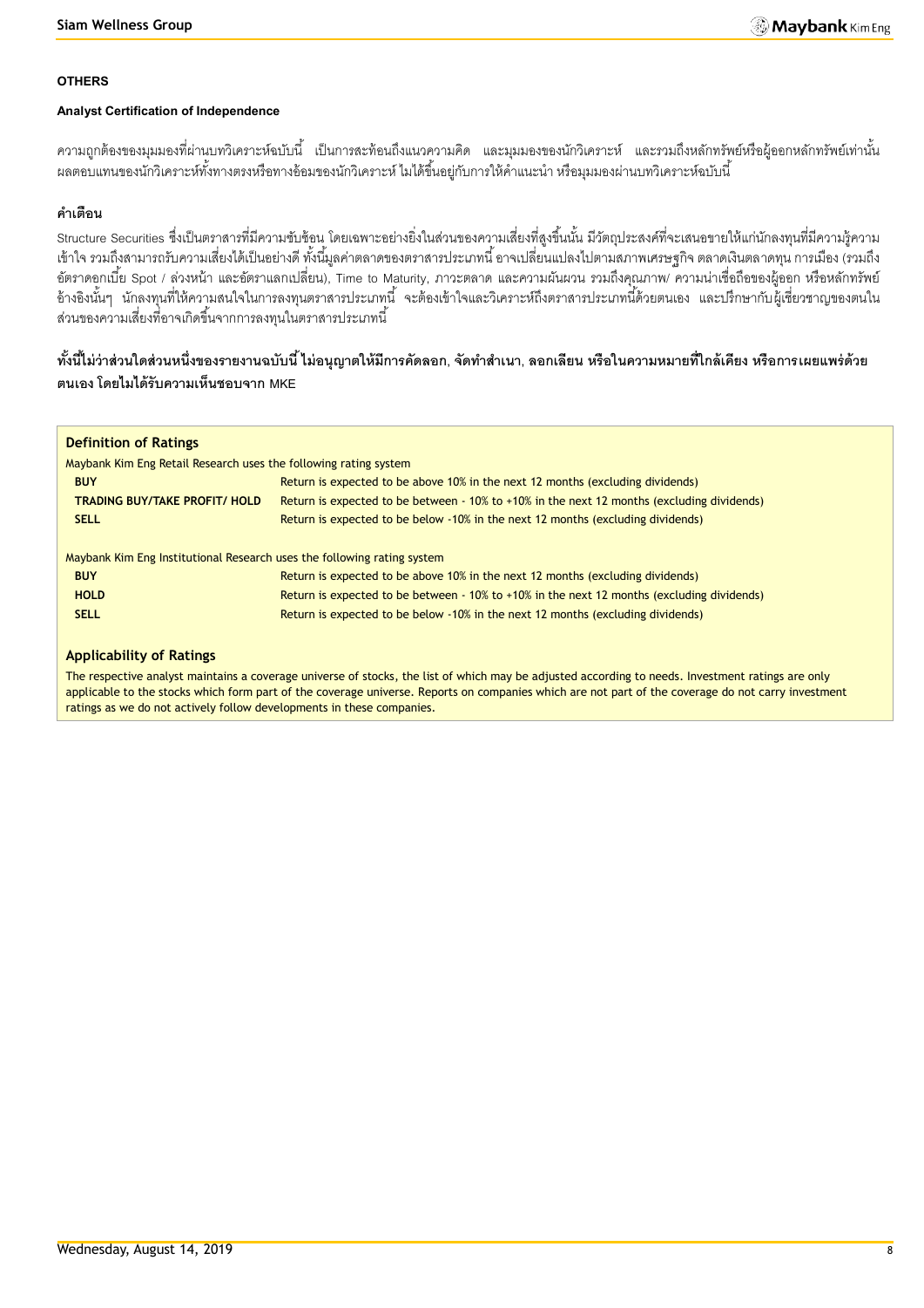**OTHERS**

**Analyst Certification of Independence**

ความถูกต้องของมุมมองที่ผ่านบทวิเคราะห์ฉบับนี้ เป็นการสะท้อนถึงแนวความคิด และมุมมองของนักวิเคราะห์ และรวมถึงหลักทรัพย์หรือผู้ออกหลักทรัพย์เท่านั้น ผลตอบแทนของนักวิเคราะห์ทั้งทางตรงหรือทางอ้อมของนักวิเคราะห์ ไม่ได้ขึ้นอยู่กับการให้คำแนะนำ หรือมุมมองผ่านบทวิเคราะห์ฉบับนี้

**คำเตือน**

Structure Securities ซึ่งเป็นตราสารที่มีความซับซ้อน โดยเฉพาะอย่างยิ่งในส่วนของความเสี่ยงที่สูงขึ้นนั้น มีวัตถุประสงค์ที่จะเสนอขายให้แก่นักลงทุนที่มีความรู้ความเข้าใจ รวมถึงสามารถรับความเสี่ยงได้เป็นอย่างดี ทั้งนี้มูลค่าตลาดของตราสารประเภทนี้ อาจเปลี่ยนแปลงไปตามสภาพเศรษฐกิจ ตลาดเงินตลาดทุน การเมือง (รวมถึงอัตราดอกเบี้ย Spot / ล่วงหน้า และอัตราแลกเปลี่ยน), Time to Maturity, ภาวะตลาด และความผันผวน รวมถึงคุณภาพ/ ความน่าเชื่อถือของผู้ออก หรือหลักทรัพย์อ้างอิงนั้นๆ นักลงทุนที่ให้ความสนใจในการลงทุนตราสารประเภทนี้ จะต้องเข้าใจและวิเคราะห์ถึงตราสารประเภทนี้ด้วยตนเอง และปรึกษากับผู้เชี่ยวชาญของตนในส่วนของความเสี่ยงที่อาจเกิดขึ้นจากการลงทุนในตราสารประเภทนี้

**ทั้งนี้ไม่ว่าส่วนใดส่วนหนึ่งของรายงานฉบับนี้ ไม่อนุญาตให้มีการคัดลอก, จัดทำสำเนา, ลอกเลียน หรือในความหมายที่ใกล้เคียง หรือการเผยแพร่ด้วยตนเอง โดยไม่ได้รับความเห็นชอบจาก MKE**

**Definition of Ratings**

Maybank Kim Eng Retail Research uses the following rating system

| | |
|---|---|
| **BUY** | Return is expected to be above 10% in the next 12 months (excluding dividends) |
| **TRADING BUY/TAKE PROFIT/ HOLD** | Return is expected to be between - 10% to +10% in the next 12 months (excluding dividends) |
| **SELL** | Return is expected to be below -10% in the next 12 months (excluding dividends) |

Maybank Kim Eng Institutional Research uses the following rating system

| | |
|---|---|
| **BUY** | Return is expected to be above 10% in the next 12 months (excluding dividends) |
| **HOLD** | Return is expected to be between - 10% to +10% in the next 12 months (excluding dividends) |
| **SELL** | Return is expected to be below -10% in the next 12 months (excluding dividends) |

**Applicability of Ratings**

The respective analyst maintains a coverage universe of stocks, the list of which may be adjusted according to needs. Investment ratings are only applicable to the stocks which form part of the coverage universe. Reports on companies which are not part of the coverage do not carry investment ratings as we do not actively follow developments in these companies.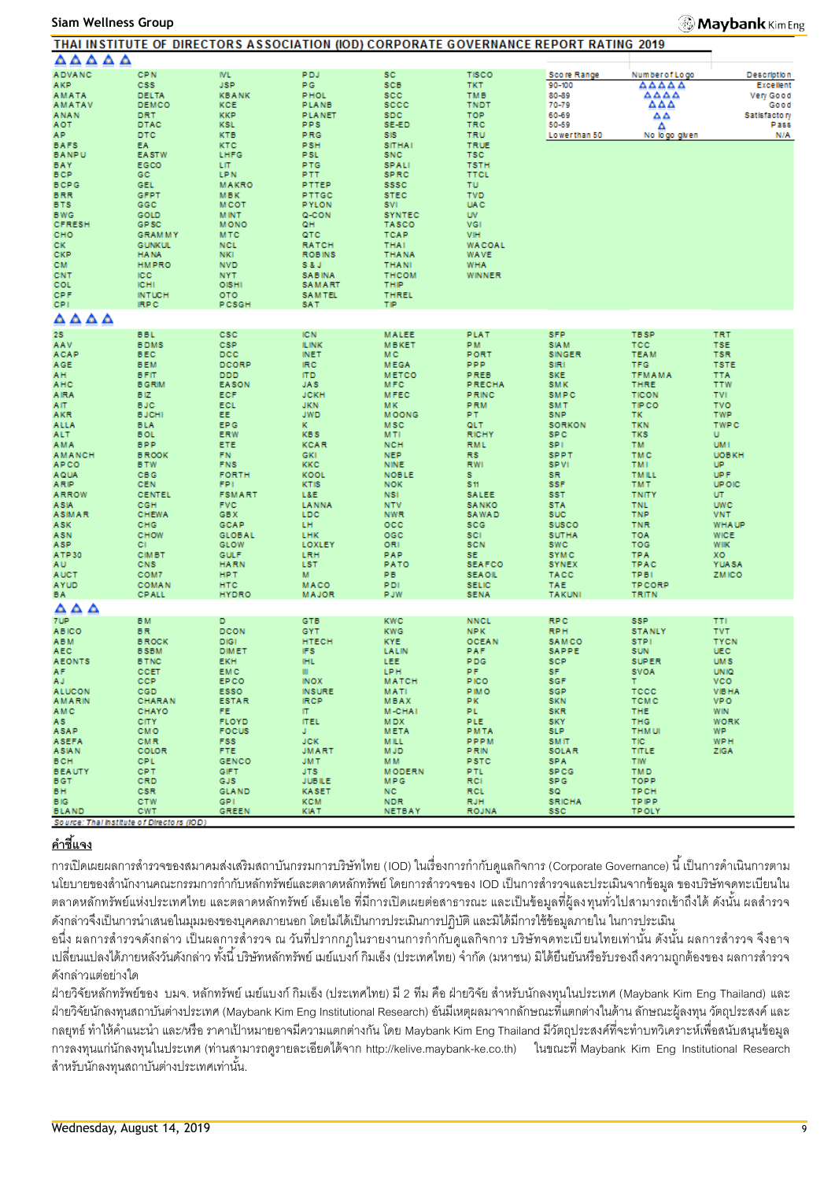## THAI INSTITUTE OF DIRECTORS ASSOCIATION (IOD) CORPORATE GOVERNANCE REPORT RATING 2019

| Score Range | Number of Logo | Description |
|---|---|---|
| 90-100 | △△△△△ | Excellent |
| 80-89 | △△△△ | Very Good |
| 70-79 | △△△ | Good |
| 60-69 | △△ | Satisfactory |
| 50-59 | △ | Pass |
| Lower than 50 | No logo given | N/A |

### △△△△△

| | | | | | |
|---|---|---|---|---|---|
| ADVANC | CPN | IVL | PDJ | SC | TISCO |
| AKP | CSS | JSP | PG | SCB | TKT |
| AMATA | DELTA | KBANK | PHOL | SCC | TMB |
| AMATAV | DEMCO | KCE | PLANB | SCCC | TNDT |
| ANAN | DRT | KKP | PLANET | SDC | TOP |
| AOT | DTAC | KSL | PPS | SE-ED | TRC |
| AP | DTC | KTB | PRG | SIS | TRU |
| BAFS | EA | KTC | PSH | SITHAI | TRUE |
| BANPU | EASTW | LHFG | PSL | SNC | TSC |
| BAY | EGCO | LIT | PTG | SPALI | TSTH |
| BCP | GC | LPN | PTT | SPRC | TTCL |
| BCPG | GEL | MAKRO | PTTEP | SSSC | TU |
| BRR | GFPT | MBK | PTTGC | STEC | TVD |
| BTS | GGC | MCOT | PYLON | SVI | UAC |
| BWG | GOLD | MINT | Q-CON | SYNTEC | UV |
| CFRESH | GPSC | MONO | QH | TASCO | VGI |
| CHO | GRAMMY | MTC | QTC | TCAP | VIH |
| CK | GUNKUL | NCL | RATCH | THAI | WACOAL |
| CKP | HANA | NKI | ROBINS | THANA | WAVE |
| CM | HMPRO | NVD | S & J | THANI | WHA |
| CNT | ICC | NYT | SABINA | THCOM | WINNER |
| COL | ICHI | OISHI | SAMART | THIP | |
| CPF | INTUCH | OTO | SAMTEL | THREL | |
| CPI | IRPC | PCSGH | SAT | TIP | |

### △△△△

| | | | | | | | | |
|---|---|---|---|---|---|---|---|---|
| 2S | BBL | CSC | ICN | MALEE | PLAT | SFP | TBSP | TRT |
| AAV | BDMS | CSP | ILINK | MBKET | PM | SIAM | TCC | TSE |
| ACAP | BEC | DCC | INET | MC | PORT | SINGER | TEAM | TSR |
| AGE | BEM | DCORP | IRC | MEGA | PPP | SIRI | TFG | TSTE |
| AH | BFIT | DDD | ITD | METCO | PREB | SKE | TFMAMA | TTA |
| AHC | BGRIM | EASON | JAS | MFC | PRECHA | SMK | THRE | TTW |
| AIRA | BIZ | ECF | JCKH | MFEC | PRINC | SMPC | TICON | TVI |
| AIT | BJC | ECL | JKN | MK | PRM | SMT | TIPCO | TVO |
| AKR | BJCHI | EE | JWD | MOONG | PT | SNP | TK | TWP |
| ALLA | BLA | EPG | K | MSC | QLT | SORKON | TKN | TWPC |
| ALT | BOL | ERW | KBS | MTI | RICHY | SPC | TKS | U |
| AMA | BPP | ETE | KCAR | NCH | RML | SPI | TM | UMI |
| AMANCH | BROOK | FN | KGI | NEP | RS | SPPT | TMC | UOBKH |
| APCO | BTW | FNS | KKC | NINE | RWI | SPVI | TMI | UP |
| AQUA | CBG | FORTH | KOOL | NOBLE | S | SR | TMILL | UPF |
| ARIP | CEN | FPI | KTIS | NOK | S11 | SSF | TMT | UPOIC |
| ARROW | CENTEL | FSMART | L&E | NSI | SALEE | SST | TNITY | UT |
| ASIA | CGH | FVC | LANNA | NTV | SANKO | STA | TNL | UWC |
| ASIMAR | CHEWA | GBX | LDC | NWR | SAWAD | SUC | TNP | VNT |
| ASK | CHG | GCAP | LH | OCC | SCG | SUSCO | TNR | WHAUP |
| ASN | CHOW | GLOBAL | LHK | OGC | SCI | SUTHA | TOA | WICE |
| ASP | CI | GLOW | LOXLEY | ORI | SCN | SWC | TOG | WIIK |
| ATP30 | CIMBT | GULF | LRH | PAP | SE | SYMC | TPA | XO |
| AU | CNS | HARN | LST | PATO | SEAFCO | SYNEX | TPAC | YUASA |
| AUCT | COM7 | HPT | M | PB | SEAOIL | TACC | TPBI | ZMICO |
| AYUD | COMAN | HTC | MACO | PDI | SELIC | TAE | TPCORP | |
| BA | CPALL | HYDRO | MAJOR | PJW | SENA | TAKUNI | TRITN | |

### △△△

| | | | | | | | | |
|---|---|---|---|---|---|---|---|---|
| 7UP | BM | D | GTB | KWC | NNCL | RPC | SSP | TTI |
| ABICO | BR | DCON | GYT | KWG | NPK | RPH | STANLY | TVT |
| ABM | BROCK | DIGI | HTECH | KYE | OCEAN | SAMCO | STPI | TYCN |
| AEC | BSBM | DIMET | IFS | LALIN | PAF | SAPPE | SUN | UEC |
| AEONTS | BTNC | EKH | IHL | LEE | PDG | SCP | SUPER | UMS |
| AF | CCET | EMC | III | LPH | PF | SF | SVOA | UNIQ |
| AJ | CCP | EPCO | INOX | MATCH | PICO | SGF | T | VCOM |
| ALUCON | CGD | ESSO | INSURE | MATI | PIMO | SGP | TCCC | VIBHA |
| AMARIN | CHARAN | ESTAR | IRCP | MBAX | PK | SKN | TCMC | VPO |
| AMC | CHAYO | FE | IT | M-CHAI | PL | SKR | THE | WIN |
| AS | CITY | FLOYD | ITEL | MDX | PLE | SKY | THG | WORK |
| ASAP | CMO | FOCUS | J | META | PMTA | SLP | THMUI | WP |
| ASEFA | CMR | FSS | JCK | MILL | PPPM | SMIT | TIC | WPH |
| ASIAN | COLOR | FTE | JMART | MJD | PRIN | SOLAR | TITLE | ZIGA |
| BCH | CPL | GENCO | JMT | MM | PSTC | SPA | TIW | |
| BEAUTY | CPT | GIFT | JTS | MODERN | PTL | SPCG | TMD | |
| BGT | CRD | GJS | JUBILE | MPG | RCI | SPG | TOPP | |
| BH | CSR | GLAND | KASET | NC | RCL | SQ | TPCH | |
| BIG | CTW | GPI | KCM | NDR | RJH | SRICHA | TPIPP | |
| BLAND | CWT | GREEN | KIAT | NETBAY | ROJNA | SSC | TPOLY | |

*Source: Thai Institute of Directors (IOD)*

**คำชี้แจง**

การเปิดเผยผลการสำรวจของสมาคมส่งเสริมสถาบันกรรมการบริษัทไทย (IOD) ในเรื่องการกำกับดูแลกิจการ (Corporate Governance) นี้ เป็นการดำเนินการตามนโยบายของสำนักงานคณะกรรมการกำกับหลักทรัพย์และตลาดหลักทรัพย์ โดยการสำรวจของ IOD เป็นการสำรวจและประเมินจากข้อมูล ของบริษัทจดทะเบียนในตลาดหลักทรัพย์แห่งประเทศไทย และตลาดหลักทรัพย์ เอ็มเอไอ ที่มีการเปิดเผยต่อสาธารณะ และเป็นข้อมูลที่ผู้ลงทุนทั่วไปสามารถเข้าถึงได้ ดังนั้น ผลสำรวจดังกล่าวจึงเป็นการนำเสนอในมุมมองของบุคคลภายนอก โดยไม่ได้เป็นการประเมินการปฏิบัติ และมิได้มีการใช้ข้อมูลภายใน ในการประเมิน

อนึ่ง ผลการสำรวจดังกล่าว เป็นผลการสำรวจ ณ วันที่ปรากฏในรายงานการกำกับดูแลกิจการ บริษัทจดทะเบียนไทยเท่านั้น ดังนั้น ผลการสำรวจ จึงอาจเปลี่ยนแปลงได้ภายหลังวันดังกล่าว ทั้งนี้ บริษัทหลักทรัพย์ เมย์แบงก์ กิมเอ็ง (ประเทศไทย) จำกัด (มหาชน) มิได้ยืนยันหรือรับรองถึงความถูกต้องของ ผลการสำรวจดังกล่าวแต่อย่างใด

ฝ่ายวิจัยหลักทรัพย์ของ บมจ. หลักทรัพย์ เมย์แบงก์ กิมเอ็ง (ประเทศไทย) มี 2 ทีม คือ ฝ่ายวิจัย สำหรับนักลงทุนในประเทศ (Maybank Kim Eng Thailand) และฝ่ายวิจัยนักลงทุนสถาบันต่างประเทศ (Maybank Kim Eng Institutional Research) อันมีเหตุผลมาจากลักษณะที่แตกต่างในด้าน ลักษณะผู้ลงทุน วัตถุประสงค์ และกลยุทธ์ ทำให้คำแนะนำ และ/หรือ ราคาเป้าหมายอาจมีความแตกต่างกัน โดย Maybank Kim Eng Thailand มีวัตถุประสงค์ที่จะทำบทวิเคราะห์เพื่อสนับสนุนข้อมูลการลงทุนแก่นักลงทุนในประเทศ (ท่านสามารถดูรายละเอียดได้จาก http://kelive.maybank-ke.co.th) ในขณะที่ Maybank Kim Eng Institutional Research สำหรับนักลงทุนสถาบันต่างประเทศเท่านั้น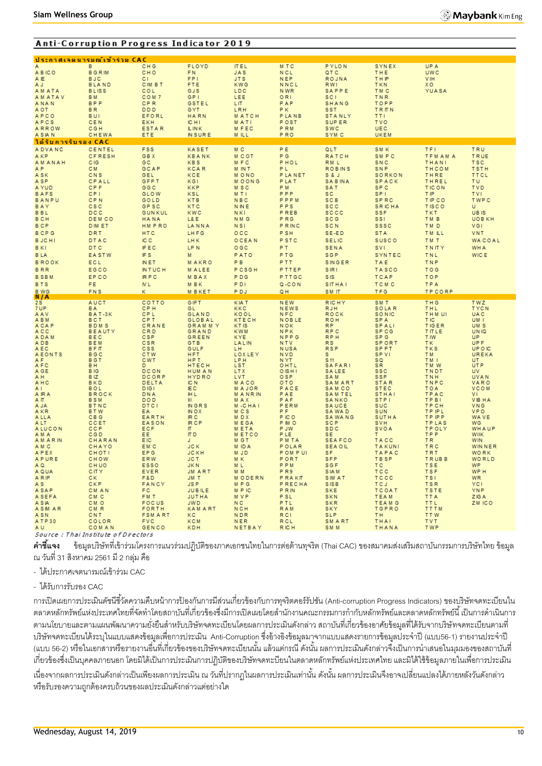## Anti-Corruption Progress Indicator 2019

**ประกาศเจตนารมณ์เข้าร่วม CAC**

| | | | | | | | | | |
|---|---|---|---|---|---|---|---|---|---|
| A | B | CHG | FLOYD | ITEL | MTC | PYLON | SYNEX | UPA | |
| ABICO | BGRIM | CHO | FN | JAS | NCL | QTC | THE | UWC | |
| AE | BJC | CI | FPI | JTS | NEP | ROJNA | THIP | VIH | |
| AJ | BLAND | CIMBT | FTE | KWG | NNCL | RWI | TKN | XO | |
| AMATA | BLISS | COL | GJS | LDC | NWR | SAPPE | TMC | YUASA | |
| AMATAV | BM | COM7 | GPI | LEE | ORI | SCI | TNR | | |
| ANAN | BPP | CPR | GSTEL | LIT | PAP | SHANG | TOPP | | |
| AOT | BR | DDD | GYT | LRH | PK | SST | TRITN | | |
| APCO | BUI | EFORL | HARN | MATCH | PLANB | STANLY | TTI | | |
| APCS | CEN | EKH | ICHI | MATI | POST | SUPER | TVO | | |
| ARROW | CGH | ESTAR | ILINK | MFEC | PRM | SWC | UEC | | |
| ASIAN | CHEWA | ETE | INSURE | MILL | PRO | SYMC | UKEM | | |

**ได้รับการรับรอง CAC**

| | | | | | | | | | |
|---|---|---|---|---|---|---|---|---|---|
| ADVANC | CENTEL | FSS | KASET | MC | PE | QLT | SMK | TFI | TRU |
| AKP | CFRESH | GBX | KBANK | MCOT | PG | RATCH | SMPC | TFMAMA | TRUE |
| AMANAH | CIG | GC | KBS | MFC | PHOL | RML | SNC | THANI | TSC |
| AP | CM | GCAP | KCAR | MINT | PL | ROBINS | SNP | THCOM | TSTH |
| ASK | CNS | GEL | KCE | MONO | PLANET | S & J | SORKON | THRE | TTCL |
| ASP | CPALL | GFPT | KGI | MOONG | PLAT | SABINA | SPACK | THREL | TU |
| AYUD | CPF | GGC | KKP | MSC | PM | SAT | SPC | TICON | TVD |
| BAFS | CPI | GLOW | KSL | MTI | PPP | SC | SPI | TIP | TVI |
| BANPU | CPN | GOLD | KTB | NBC | PPPM | SCB | SPRC | TIPCO | TWPC |
| BAY | CSC | GPSC | KTC | NINE | PPS | SCC | SRICHA | TISCO | U |
| BBL | DCC | GUNKUL | KWC | NKI | PREB | SCCC | SSF | TKT | UBIS |
| BCH | DEMCO | HANA | L&E | NMG | PRG | SCG | SSI | TMB | UOBKH |
| BCP | DIMET | HMPRO | LANNA | NSI | PRINC | SCN | SSSC | TMD | VGI |
| BCPG | DRT | HTC | LHFG | OCC | PSH | SE-ED | STA | TMILL | VNT |
| BJCHI | DTAC | ICC | LHK | OCEAN | PSTC | SELIC | SUSCO | TMT | WACOAL |
| BKI | DTC | IFEC | LPN | OGC | PT | SENA | SVI | TNITY | WHA |
| BLA | EASTW | IFS | M | PATO | PTG | SGP | SYNTEC | TNL | WICE |
| BROOK | ECL | INET | MAKRO | PB | PTT | SINGER | TAE | TNP | |
| BRR | EGCO | INTUCH | MALEE | PCSGH | PTTEP | SIRI | TASCO | TOG | |
| BSBM | EPCO | IRPC | MBAX | PDG | PTTGC | SIS | TCAP | TOP | |
| BTS | FE | IVL | MBK | PDI | Q-CON | SITHAI | TCMC | TPA | |
| BWG | FNS | K | MBKET | PDJ | QH | SMIT | TFG | TPCORP | |

**N/A**

| | | | | | | | | | |
|---|---|---|---|---|---|---|---|---|---|
| 2S | AUCT | COTTO | GIFT | KIAT | NEW | RICHY | SMT | THG | TWZ |
| 7UP | BA | CPH | GL | KKC | NEWS | RJH | SOLAR | THL | TYCN |
| ABM | BAT-3K | CPL | GLAND | KOOL | NFC | ROCK | SONIC | THMUI | UAC |
| ACAP | BCT | CPT | GLOBAL | KTECH | NOBLE | ROH | SPA | TIC | UMI |
| ACC | BDMS | CRANE | GRAMMY | KTIS | NOK | RP | SPALI | TIGER | UMS |
| ADAM | BEAUTY | CRD | GRAND | KWM | NPK | RPC | SPCG | TITLE | UNIQ |
| ADB | BEC | CSP | GREEN | KYE | NPPG | RPH | SPG | TIW | UP |
| AEC | BEM | CSR | GTB | LALIN | NTV | RS | SPORT | TK | UPF |
| AEONTS | BFIT | CSS | GULF | LH | NUSA | RSP | SPPT | TKS | UPOIC |
| AF | BGC | CTW | HFT | LOXLEY | NVD | S | SPVI | TM | UREKA |
| AFC | BGT | CWT | HPT | LPH | NYT | S11 | SQ | TMI | UT |
| AGE | BH | D | HTECH | LST | OHTL | SAFARI | SR | TMW | UTP |
| AH | BIG | DCON | HUMAN | LTX | OISHI | SALEE | SSC | TNDT | UV |
| AHC | BIZ | DCORP | HYDRO | LVT | OSP | SAM | SSP | TNH | UVAN |
| AI | BKD | DELTA | ICN | MACO | OTO | SAMART | STAR | TNPC | VARO |
| AIRA | BOL | DIGI | IEC | MAJOR | PACE | SAMCO | STEC | TOA | VCOM |
| AIT | BROCK | DNA | IHL | MANRIN | PAE | SAMTEL | STHAI | TPAC | VI |
| AJA | BSM | DOD | III | MAX | PAF | SANKO | STPI | TPBI | VIBHA |
| AKR | BTNC | DTCI | INGRS | M-CHAI | PERM | SAUCE | SUC | TPCH | VNG |
| ALLA | BTW | EA | INOX | MCS | PF | SAWAD | SUN | TPIPL | VPO |
| ALT | CBG | EARTH | IRC | MDX | PICO | SAWANG | SUTHA | TPIPP | WAVE |
| ALUCON | CCET | EASON | IRCP | MEGA | PIMO | SCP | SVH | TPLAS | WG |
| AMA | CCP | EE | IT | META | PJW | SDC | SVOA | TPOLY | WHAUP |
| AMARIN | CGD | EIC | ITD | METCO | PLE | SE | T | TPP | WIIK |
| AMC | CHARAN | EMC | J | MGT | PMTA | SEAFCO | TACC | TR | WIN |
| APEX | CHAYO | EPG | JCK | MIDA | POLAR | SEAOIL | TAKUNI | TRC | WINNER |
| APURE | CHOTI | ERW | JCKH | MJD | POMPUI | SF | TAPAC | TRT | WORK |
| AQ | CHOW | ESSO | JCT | MK | PORT | SFP | TBSP | TRUBB | WORLD |
| AQUA | CHUO | EVER | JKN | ML | PPM | SGF | TC | TSE | WP |
| ARIP | CITY | F&D | JMART | MM | PRAKIT | SIAM | TCC | TSF | WPH |
| AS | CK | FANCY | JMT | MODERN | PRECHA | SIMAT | TCCC | TSI | WR |
| ASAP | CKP | FC | JSP | MPG | PRIN | SISB | TCJ | TSR | YCI |
| ASEFA | CMAN | FMT | JUBILE | MPIC | PSL | SKE | TCOAT | TSTE | YNP |
| ASIA | CMC | FOCUS | JUTHA | MVP | PTL | SKN | TEAM | TTA | ZIGA |
| ASIMAR | CMO | FORTH | JWD | NC | RAM | SKR | TEAMG | TTL | ZMICO |
| ASN | CMR | FSMART | KAMART | NCH | RCI | SKY | TGPRO | TTTM | |
| ATP30 | CNT | FVC | KC | NDR | RCL | SLP | TH | TTW | |
| AU | COLOR | GENCO | KCM | NER | RICH | SMART | THAI | TVT | |
| | COMAN | | KDH | NETBAY | | SMM | THANA | TWP | |

*Source : Thai Institute of Directors*

**คำชี้แจง** ข้อมูลบริษัทที่เข้าร่วมโครงการแนวร่วมปฏิบัติของภาคเอกชนไทยในการต่อต้านทุจริต (Thai CAC) ของสมาคมส่งเสริมสถาบันกรรมการบริษัทไทย ข้อมูล ณ วันที่ 31 สิงหาคม 2561 มี 2 กลุ่ม คือ

- ได้ประกาศเจตนารมณ์เข้าร่วม CAC
- ได้รับการรับรอง CAC

การเปิดเผยการประเมินดัชนีชี้วัดความคืบหน้าการป้องกันการมีส่วนเกี่ยวข้องกับการทุจริตคอร์รัปชัน (Anti-corruption Progress Indicators) ของบริษัทจดทะเบียนในตลาดหลักทรัพย์แห่งประเทศไทยที่จัดทำโดยสถาบันที่เกี่ยวข้องซึ่งมีการเปิดเผยโดยสำนักงานคณะกรรมการกำกับหลักทรัพย์และตลาดหลักทรัพย์นี้ เป็นการดำเนินการตามนโยบายและตามแผนพัฒนาความยั่งยืนสำหรับบริษัทจดทะเบียนโดยผลการประเมินดังกล่าว สถาบันที่เกี่ยวข้องอาศัยข้อมูลที่ได้รับจากบริษัทจดทะเบียนตามที่บริษัทจดทะเบียนได้ระบุในแบบแสดงข้อมูลเพื่อการประเมิน Anti-Corruption ซึ่งอ้างอิงข้อมูลมาจากแบบแสดงรายการข้อมูลประจำปี (แบบ56-1) รายงานประจำปี (แบบ 56-2) หรือในเอกสารหรือรายงานอื่นที่เกี่ยวข้องของบริษัทจดทะเบียนนั้น แล้วแต่กรณี ดังนั้น ผลการประเมินดังกล่าวจึงเป็นการนำเสนอในมุมมองของสถาบันที่เกี่ยวข้องซึ่งเป็นบุคคลภายนอก โดยมิได้เป็นการประเมินการปฏิบัติของบริษัทจดทะเบียนในตลาดหลักทรัพย์แห่งประเทศไทย และมิได้ใช้ข้อมูลภายในเพื่อการประเมิน

เนื่องจากผลการประเมินดังกล่าวเป็นเพียงผลการประเมิน ณ วันที่ปรากฏในผลการประเมินเท่านั้น ดังนั้น ผลการประเมินจึงอาจเปลี่ยนแปลงได้ภายหลังวันดังกล่าว หรือรับรองความถูกต้องครบถ้วนของผลประเมินดังกล่าวแต่อย่างใด